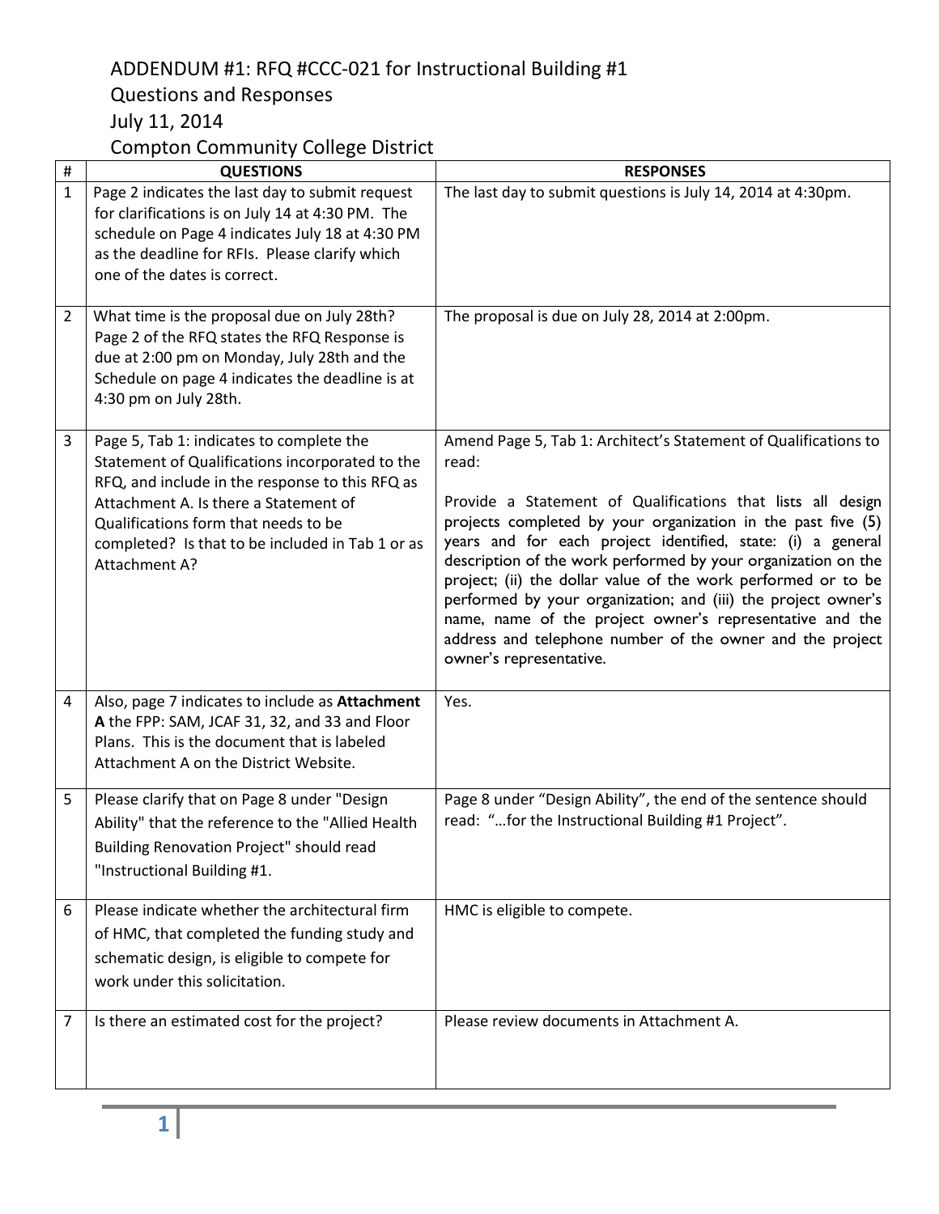ADDENDUM #1: RFQ #CCC-021 for Instructional Building #1

Questions and Responses

July 11, 2014

Compton Community College District

| # | QUESTIONS | RESPONSES |
|---|---|---|
| 1 | Page 2 indicates the last day to submit request for clarifications is on July 14 at 4:30 PM. The schedule on Page 4 indicates July 18 at 4:30 PM as the deadline for RFIs. Please clarify which one of the dates is correct. | The last day to submit questions is July 14, 2014 at 4:30pm. |
| 2 | What time is the proposal due on July 28th? Page 2 of the RFQ states the RFQ Response is due at 2:00 pm on Monday, July 28th and the Schedule on page 4 indicates the deadline is at 4:30 pm on July 28th. | The proposal is due on July 28, 2014 at 2:00pm. |
| 3 | Page 5, Tab 1: indicates to complete the Statement of Qualifications incorporated to the RFQ, and include in the response to this RFQ as Attachment A. Is there a Statement of Qualifications form that needs to be completed? Is that to be included in Tab 1 or as Attachment A? | Amend Page 5, Tab 1: Architect's Statement of Qualifications to read:<br><br>Provide a Statement of Qualifications that lists all design projects completed by your organization in the past five (5) years and for each project identified, state: (i) a general description of the work performed by your organization on the project; (ii) the dollar value of the work performed or to be performed by your organization; and (iii) the project owner's name, name of the project owner's representative and the address and telephone number of the owner and the project owner's representative. |
| 4 | Also, page 7 indicates to include as **Attachment A** the FPP: SAM, JCAF 31, 32, and 33 and Floor Plans. This is the document that is labeled Attachment A on the District Website. | Yes. |
| 5 | Please clarify that on Page 8 under "Design Ability" that the reference to the "Allied Health Building Renovation Project" should read "Instructional Building #1. | Page 8 under "Design Ability", the end of the sentence should read: "…for the Instructional Building #1 Project". |
| 6 | Please indicate whether the architectural firm of HMC, that completed the funding study and schematic design, is eligible to compete for work under this solicitation. | HMC is eligible to compete. |
| 7 | Is there an estimated cost for the project? | Please review documents in Attachment A. |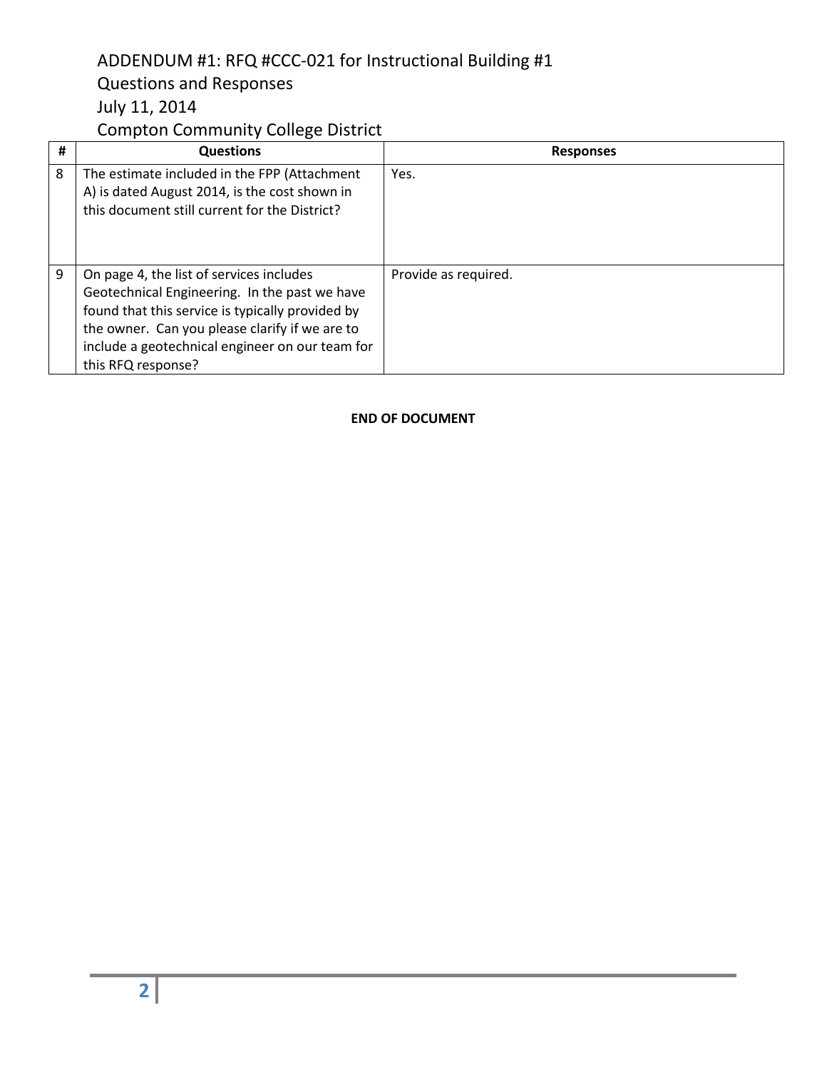ADDENDUM #1: RFQ #CCC-021 for Instructional Building #1

Questions and Responses

July 11, 2014

Compton Community College District

| # | Questions | Responses |
|---|---|---|
| 8 | The estimate included in the FPP (Attachment A) is dated August 2014, is the cost shown in this document still current for the District? | Yes. |
| 9 | On page 4, the list of services includes Geotechnical Engineering. In the past we have found that this service is typically provided by the owner. Can you please clarify if we are to include a geotechnical engineer on our team for this RFQ response? | Provide as required. |

**END OF DOCUMENT**